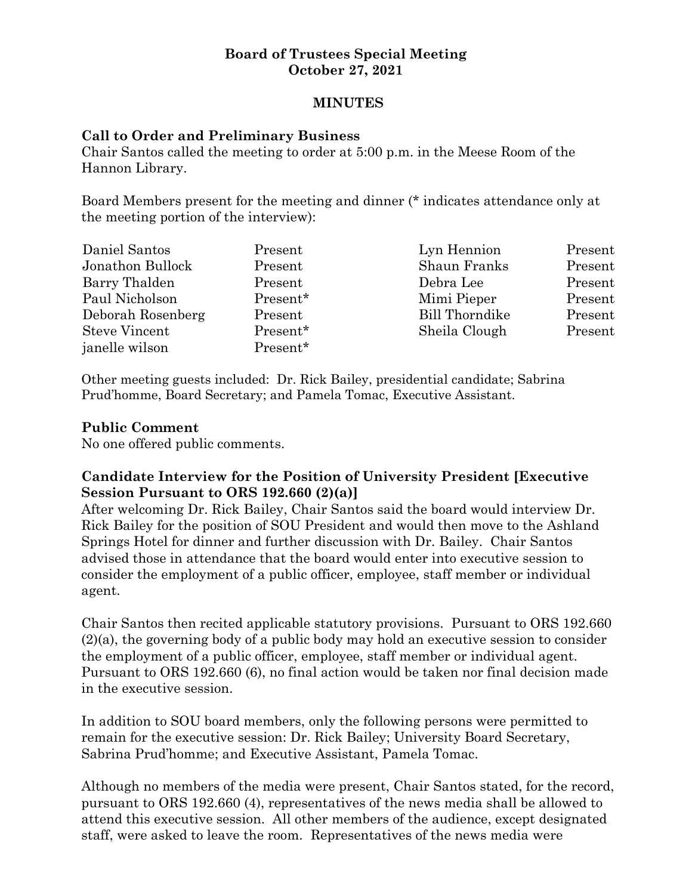**Board of Trustees Special Meeting**
**October 27, 2021**

**MINUTES**

**Call to Order and Preliminary Business**

Chair Santos called the meeting to order at 5:00 p.m. in the Meese Room of the Hannon Library.

Board Members present for the meeting and dinner (* indicates attendance only at the meeting portion of the interview):

| | | | |
|---|---|---|---|
| Daniel Santos | Present | Lyn Hennion | Present |
| Jonathon Bullock | Present | Shaun Franks | Present |
| Barry Thalden | Present | Debra Lee | Present |
| Paul Nicholson | Present* | Mimi Pieper | Present |
| Deborah Rosenberg | Present | Bill Thorndike | Present |
| Steve Vincent | Present* | Sheila Clough | Present |
| janelle wilson | Present* | | |

Other meeting guests included: Dr. Rick Bailey, presidential candidate; Sabrina Prud'homme, Board Secretary; and Pamela Tomac, Executive Assistant.

**Public Comment**

No one offered public comments.

**Candidate Interview for the Position of University President [Executive Session Pursuant to ORS 192.660 (2)(a)]**

After welcoming Dr. Rick Bailey, Chair Santos said the board would interview Dr. Rick Bailey for the position of SOU President and would then move to the Ashland Springs Hotel for dinner and further discussion with Dr. Bailey. Chair Santos advised those in attendance that the board would enter into executive session to consider the employment of a public officer, employee, staff member or individual agent.

Chair Santos then recited applicable statutory provisions. Pursuant to ORS 192.660 (2)(a), the governing body of a public body may hold an executive session to consider the employment of a public officer, employee, staff member or individual agent. Pursuant to ORS 192.660 (6), no final action would be taken nor final decision made in the executive session.

In addition to SOU board members, only the following persons were permitted to remain for the executive session: Dr. Rick Bailey; University Board Secretary, Sabrina Prud'homme; and Executive Assistant, Pamela Tomac.

Although no members of the media were present, Chair Santos stated, for the record, pursuant to ORS 192.660 (4), representatives of the news media shall be allowed to attend this executive session. All other members of the audience, except designated staff, were asked to leave the room. Representatives of the news media were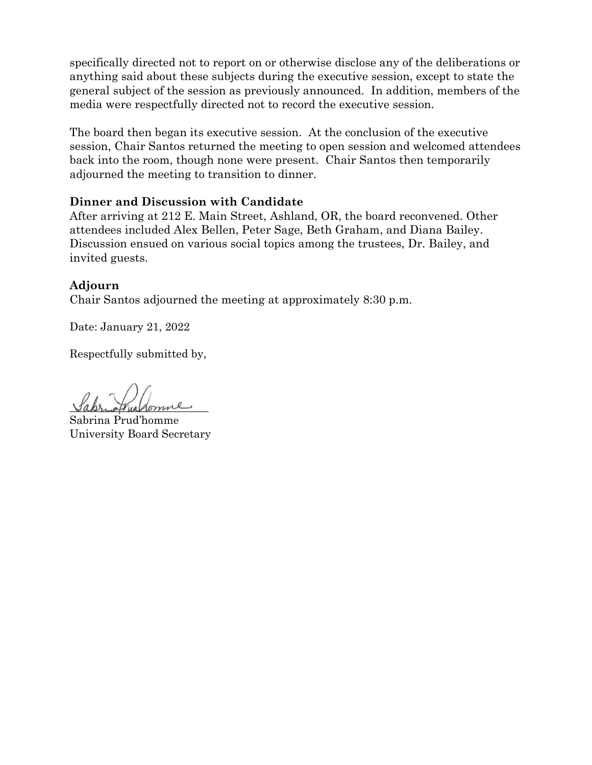specifically directed not to report on or otherwise disclose any of the deliberations or anything said about these subjects during the executive session, except to state the general subject of the session as previously announced. In addition, members of the media were respectfully directed not to record the executive session.

The board then began its executive session. At the conclusion of the executive session, Chair Santos returned the meeting to open session and welcomed attendees back into the room, though none were present. Chair Santos then temporarily adjourned the meeting to transition to dinner.

**Dinner and Discussion with Candidate**

After arriving at 212 E. Main Street, Ashland, OR, the board reconvened. Other attendees included Alex Bellen, Peter Sage, Beth Graham, and Diana Bailey. Discussion ensued on various social topics among the trustees, Dr. Bailey, and invited guests.

**Adjourn**

Chair Santos adjourned the meeting at approximately 8:30 p.m.

Date: January 21, 2022

Respectfully submitted by,

Sabrina Prud'homme
University Board Secretary